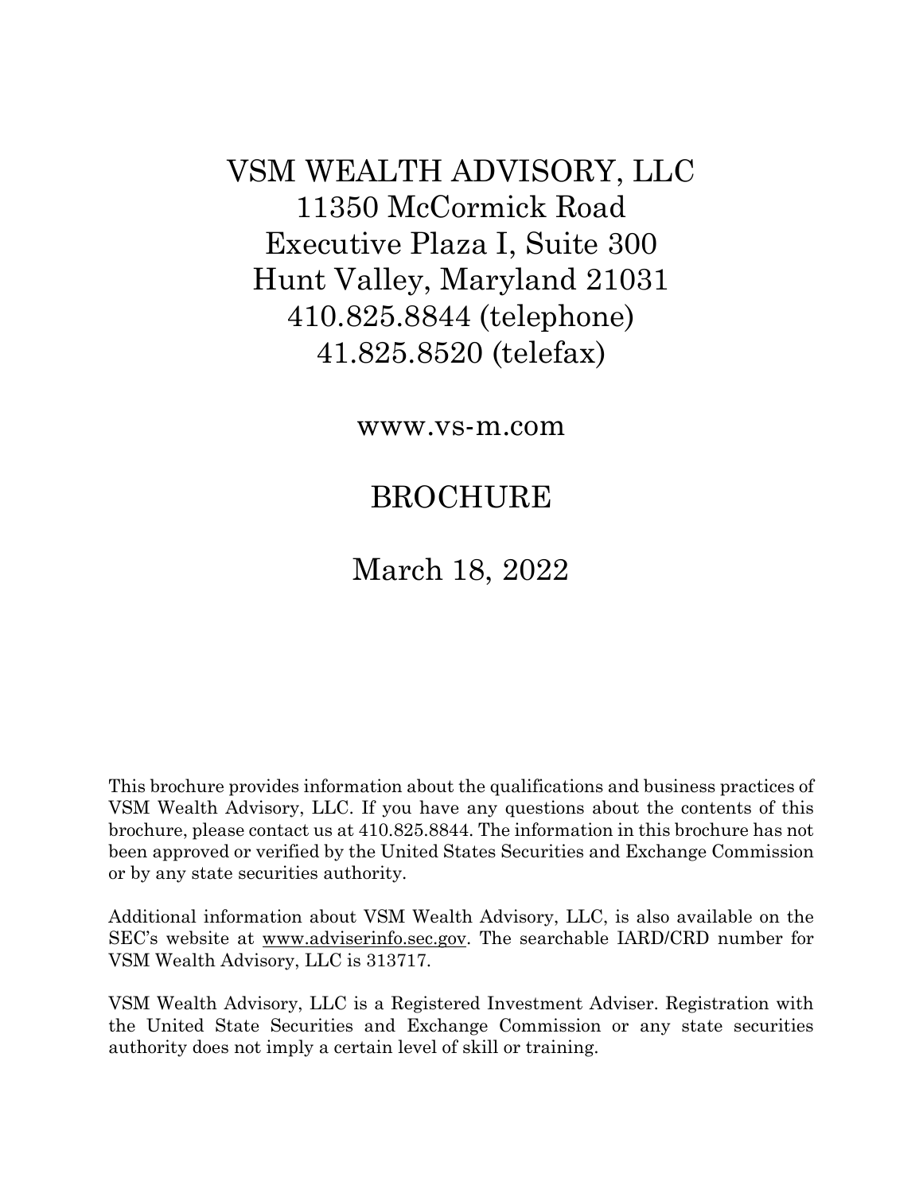# VSM WEALTH ADVISORY, LLC

11350 McCormick Road
Executive Plaza I, Suite 300
Hunt Valley, Maryland 21031
410.825.8844 (telephone)
41.825.8520 (telefax)

www.vs-m.com

## BROCHURE

March 18, 2022

This brochure provides information about the qualifications and business practices of VSM Wealth Advisory, LLC. If you have any questions about the contents of this brochure, please contact us at 410.825.8844. The information in this brochure has not been approved or verified by the United States Securities and Exchange Commission or by any state securities authority.

Additional information about VSM Wealth Advisory, LLC, is also available on the SEC's website at www.adviserinfo.sec.gov. The searchable IARD/CRD number for VSM Wealth Advisory, LLC is 313717.

VSM Wealth Advisory, LLC is a Registered Investment Adviser. Registration with the United State Securities and Exchange Commission or any state securities authority does not imply a certain level of skill or training.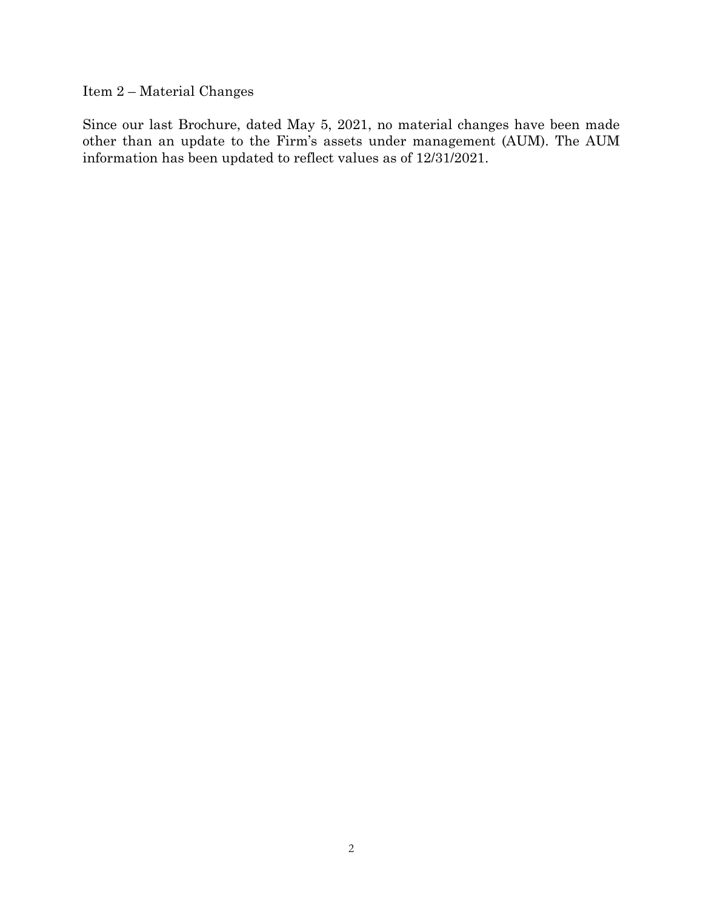## Item 2 – Material Changes

Since our last Brochure, dated May 5, 2021, no material changes have been made other than an update to the Firm's assets under management (AUM). The AUM information has been updated to reflect values as of 12/31/2021.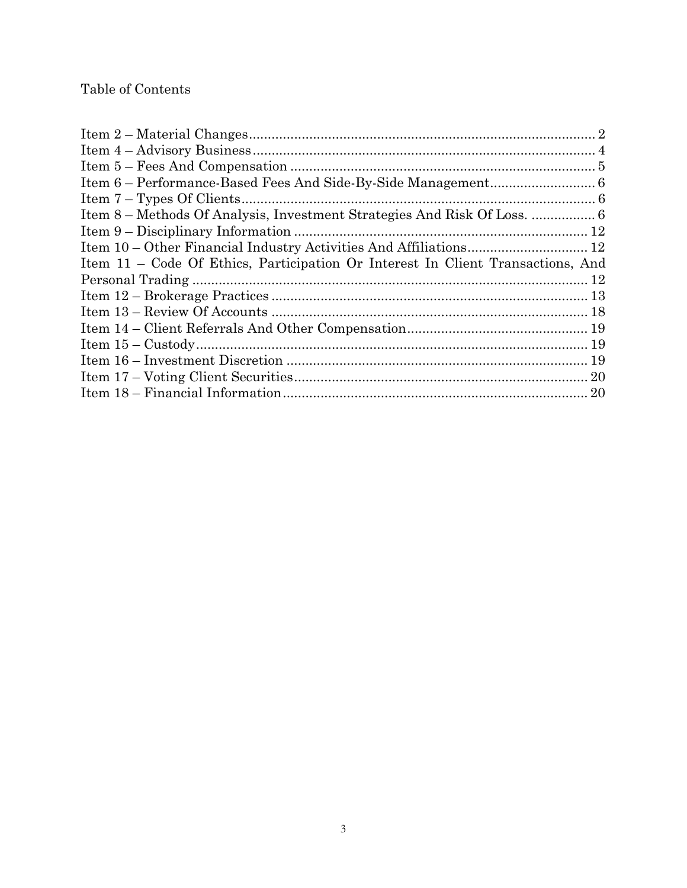Table of Contents

Item 2 – Material Changes........................................................................................... 2
Item 4 – Advisory Business.......................................................................................... 4
Item 5 – Fees And Compensation ................................................................................ 5
Item 6 – Performance-Based Fees And Side-By-Side Management............................ 6
Item 7 – Types Of Clients............................................................................................. 6
Item 8 – Methods Of Analysis, Investment Strategies And Risk Of Loss. ................. 6
Item 9 – Disciplinary Information ............................................................................. 12
Item 10 – Other Financial Industry Activities And Affiliations................................ 12
Item 11 – Code Of Ethics, Participation Or Interest In Client Transactions, And Personal Trading ........................................................................................................ 12
Item 12 – Brokerage Practices .................................................................................... 13
Item 13 – Review Of Accounts .................................................................................... 18
Item 14 – Client Referrals And Other Compensation................................................ 19
Item 15 – Custody........................................................................................................ 19
Item 16 – Investment Discretion ................................................................................ 19
Item 17 – Voting Client Securities.............................................................................. 20
Item 18 – Financial Information................................................................................. 20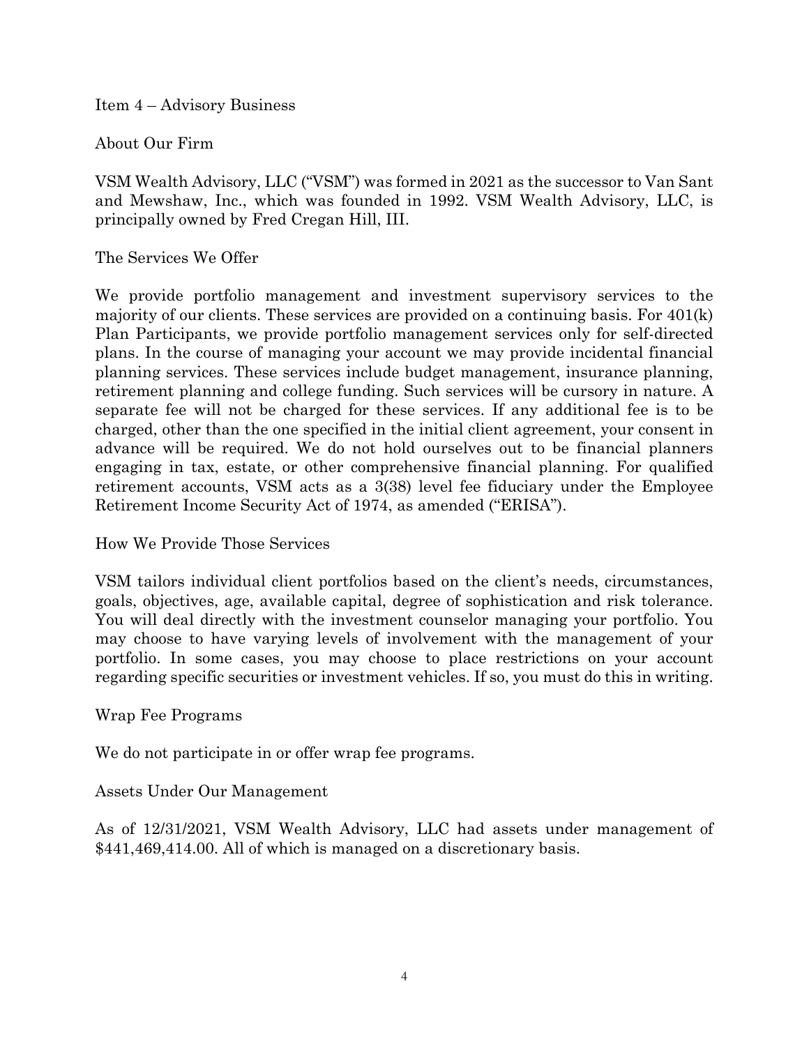## Item 4 – Advisory Business

### About Our Firm

VSM Wealth Advisory, LLC ("VSM") was formed in 2021 as the successor to Van Sant and Mewshaw, Inc., which was founded in 1992. VSM Wealth Advisory, LLC, is principally owned by Fred Cregan Hill, III.

### The Services We Offer

We provide portfolio management and investment supervisory services to the majority of our clients. These services are provided on a continuing basis. For 401(k) Plan Participants, we provide portfolio management services only for self-directed plans. In the course of managing your account we may provide incidental financial planning services. These services include budget management, insurance planning, retirement planning and college funding. Such services will be cursory in nature. A separate fee will not be charged for these services. If any additional fee is to be charged, other than the one specified in the initial client agreement, your consent in advance will be required. We do not hold ourselves out to be financial planners engaging in tax, estate, or other comprehensive financial planning. For qualified retirement accounts, VSM acts as a 3(38) level fee fiduciary under the Employee Retirement Income Security Act of 1974, as amended ("ERISA").

### How We Provide Those Services

VSM tailors individual client portfolios based on the client's needs, circumstances, goals, objectives, age, available capital, degree of sophistication and risk tolerance. You will deal directly with the investment counselor managing your portfolio. You may choose to have varying levels of involvement with the management of your portfolio. In some cases, you may choose to place restrictions on your account regarding specific securities or investment vehicles. If so, you must do this in writing.

### Wrap Fee Programs

We do not participate in or offer wrap fee programs.

### Assets Under Our Management

As of 12/31/2021, VSM Wealth Advisory, LLC had assets under management of $441,469,414.00. All of which is managed on a discretionary basis.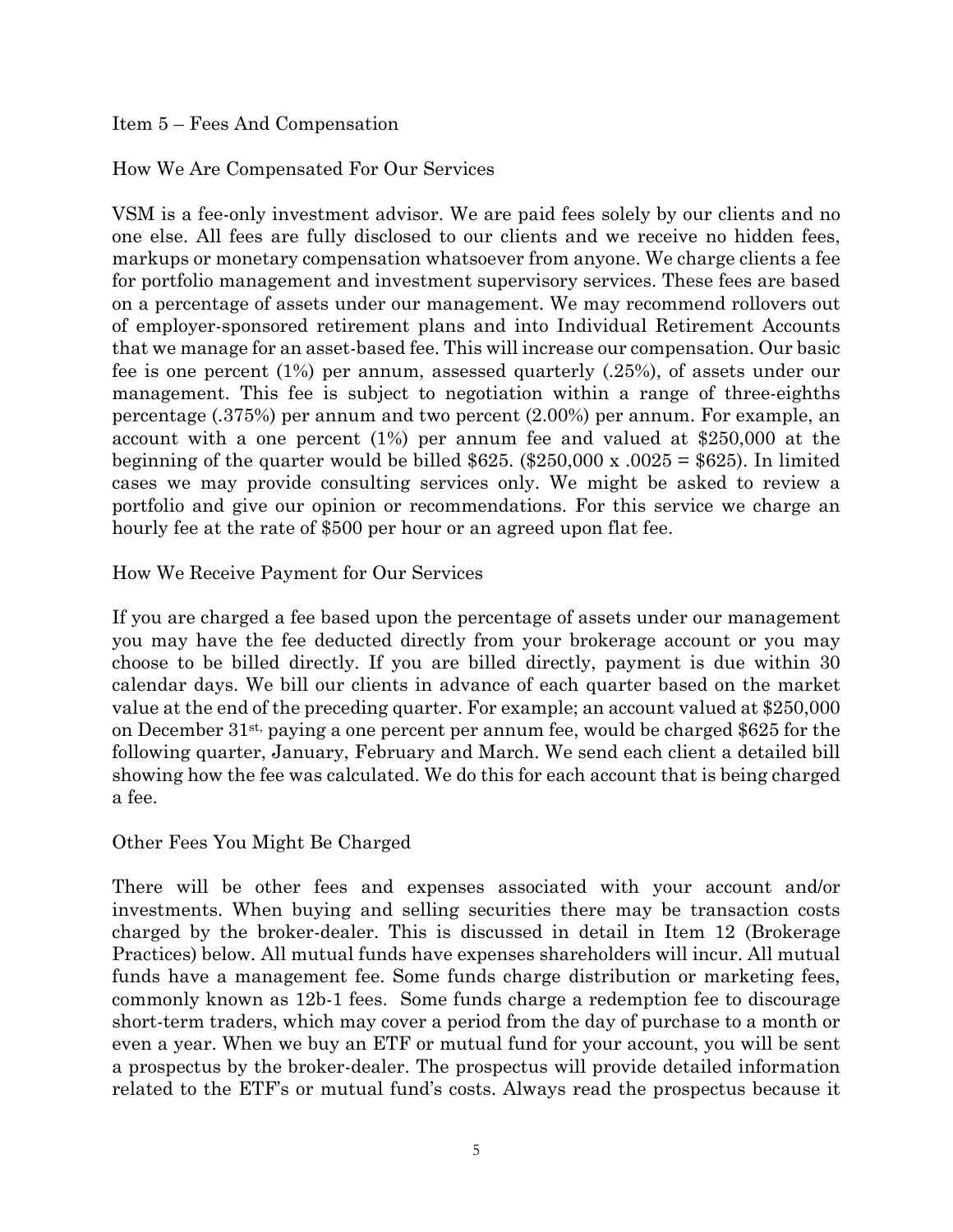## Item 5 – Fees And Compensation

### How We Are Compensated For Our Services

VSM is a fee-only investment advisor. We are paid fees solely by our clients and no one else. All fees are fully disclosed to our clients and we receive no hidden fees, markups or monetary compensation whatsoever from anyone. We charge clients a fee for portfolio management and investment supervisory services. These fees are based on a percentage of assets under our management. We may recommend rollovers out of employer-sponsored retirement plans and into Individual Retirement Accounts that we manage for an asset-based fee. This will increase our compensation. Our basic fee is one percent (1%) per annum, assessed quarterly (.25%), of assets under our management. This fee is subject to negotiation within a range of three-eighths percentage (.375%) per annum and two percent (2.00%) per annum. For example, an account with a one percent (1%) per annum fee and valued at $250,000 at the beginning of the quarter would be billed $625. ($250,000 x .0025 = $625). In limited cases we may provide consulting services only. We might be asked to review a portfolio and give our opinion or recommendations. For this service we charge an hourly fee at the rate of $500 per hour or an agreed upon flat fee.

### How We Receive Payment for Our Services

If you are charged a fee based upon the percentage of assets under our management you may have the fee deducted directly from your brokerage account or you may choose to be billed directly. If you are billed directly, payment is due within 30 calendar days. We bill our clients in advance of each quarter based on the market value at the end of the preceding quarter. For example; an account valued at $250,000 on December 31st, paying a one percent per annum fee, would be charged $625 for the following quarter, January, February and March. We send each client a detailed bill showing how the fee was calculated. We do this for each account that is being charged a fee.

### Other Fees You Might Be Charged

There will be other fees and expenses associated with your account and/or investments. When buying and selling securities there may be transaction costs charged by the broker-dealer. This is discussed in detail in Item 12 (Brokerage Practices) below. All mutual funds have expenses shareholders will incur. All mutual funds have a management fee. Some funds charge distribution or marketing fees, commonly known as 12b-1 fees. Some funds charge a redemption fee to discourage short-term traders, which may cover a period from the day of purchase to a month or even a year. When we buy an ETF or mutual fund for your account, you will be sent a prospectus by the broker-dealer. The prospectus will provide detailed information related to the ETF's or mutual fund's costs. Always read the prospectus because it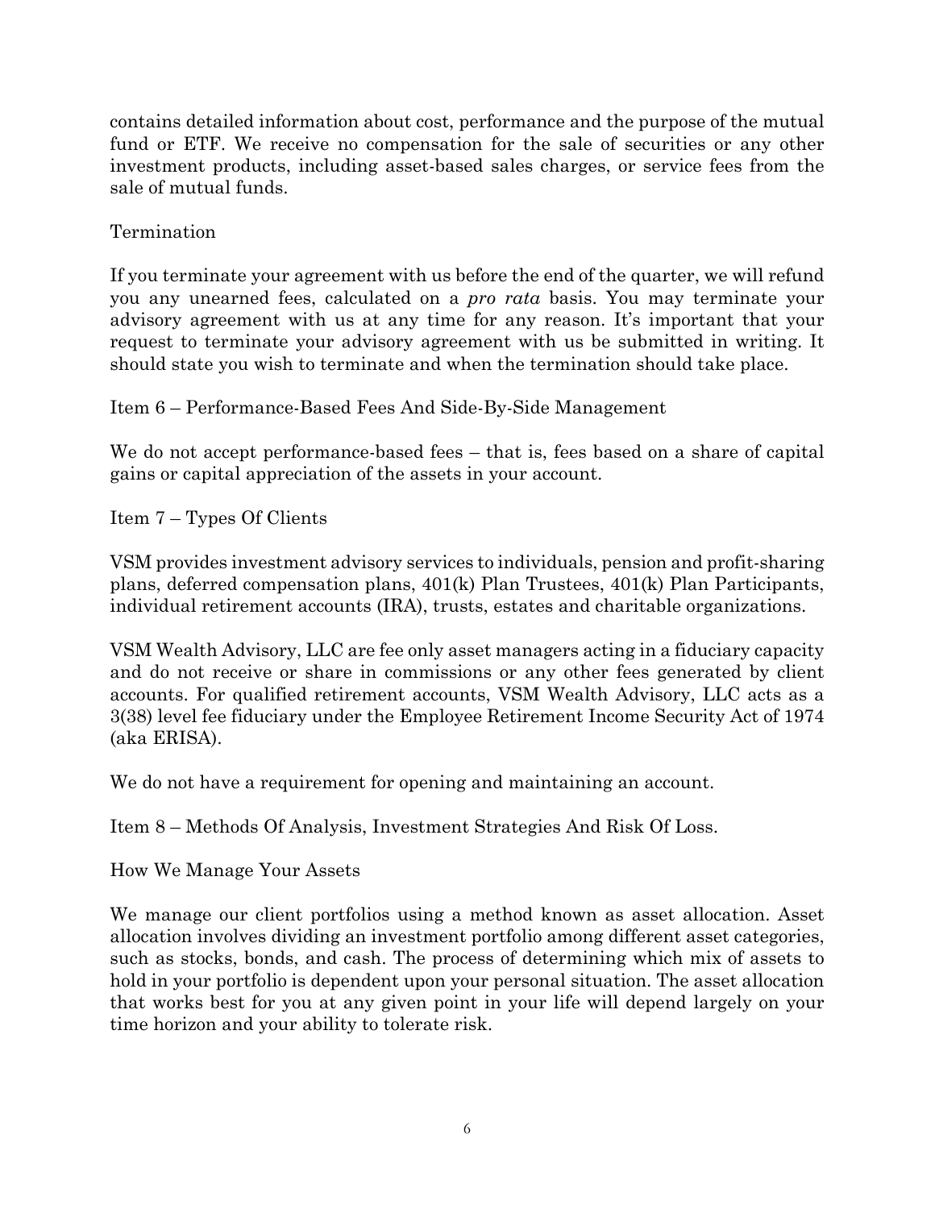contains detailed information about cost, performance and the purpose of the mutual fund or ETF. We receive no compensation for the sale of securities or any other investment products, including asset-based sales charges, or service fees from the sale of mutual funds.

Termination

If you terminate your agreement with us before the end of the quarter, we will refund you any unearned fees, calculated on a *pro rata* basis. You may terminate your advisory agreement with us at any time for any reason. It's important that your request to terminate your advisory agreement with us be submitted in writing. It should state you wish to terminate and when the termination should take place.

## Item 6 – Performance-Based Fees And Side-By-Side Management

We do not accept performance-based fees – that is, fees based on a share of capital gains or capital appreciation of the assets in your account.

## Item 7 – Types Of Clients

VSM provides investment advisory services to individuals, pension and profit-sharing plans, deferred compensation plans, 401(k) Plan Trustees, 401(k) Plan Participants, individual retirement accounts (IRA), trusts, estates and charitable organizations.

VSM Wealth Advisory, LLC are fee only asset managers acting in a fiduciary capacity and do not receive or share in commissions or any other fees generated by client accounts. For qualified retirement accounts, VSM Wealth Advisory, LLC acts as a 3(38) level fee fiduciary under the Employee Retirement Income Security Act of 1974 (aka ERISA).

We do not have a requirement for opening and maintaining an account.

## Item 8 – Methods Of Analysis, Investment Strategies And Risk Of Loss.

How We Manage Your Assets

We manage our client portfolios using a method known as asset allocation. Asset allocation involves dividing an investment portfolio among different asset categories, such as stocks, bonds, and cash. The process of determining which mix of assets to hold in your portfolio is dependent upon your personal situation. The asset allocation that works best for you at any given point in your life will depend largely on your time horizon and your ability to tolerate risk.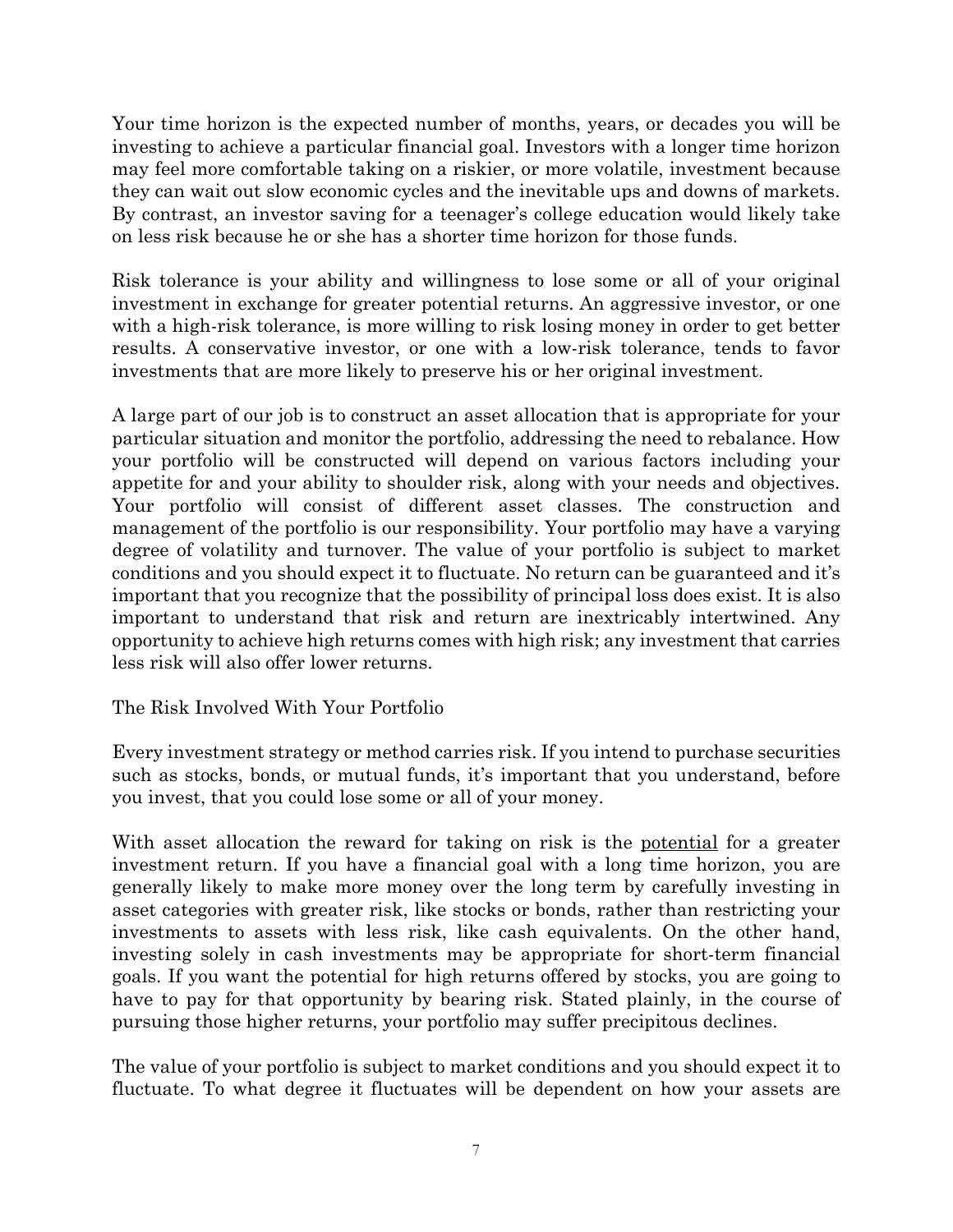Your time horizon is the expected number of months, years, or decades you will be investing to achieve a particular financial goal. Investors with a longer time horizon may feel more comfortable taking on a riskier, or more volatile, investment because they can wait out slow economic cycles and the inevitable ups and downs of markets. By contrast, an investor saving for a teenager's college education would likely take on less risk because he or she has a shorter time horizon for those funds.

Risk tolerance is your ability and willingness to lose some or all of your original investment in exchange for greater potential returns. An aggressive investor, or one with a high-risk tolerance, is more willing to risk losing money in order to get better results. A conservative investor, or one with a low-risk tolerance, tends to favor investments that are more likely to preserve his or her original investment.

A large part of our job is to construct an asset allocation that is appropriate for your particular situation and monitor the portfolio, addressing the need to rebalance. How your portfolio will be constructed will depend on various factors including your appetite for and your ability to shoulder risk, along with your needs and objectives. Your portfolio will consist of different asset classes. The construction and management of the portfolio is our responsibility. Your portfolio may have a varying degree of volatility and turnover. The value of your portfolio is subject to market conditions and you should expect it to fluctuate. No return can be guaranteed and it's important that you recognize that the possibility of principal loss does exist. It is also important to understand that risk and return are inextricably intertwined. Any opportunity to achieve high returns comes with high risk; any investment that carries less risk will also offer lower returns.

The Risk Involved With Your Portfolio

Every investment strategy or method carries risk. If you intend to purchase securities such as stocks, bonds, or mutual funds, it's important that you understand, before you invest, that you could lose some or all of your money.

With asset allocation the reward for taking on risk is the potential for a greater investment return. If you have a financial goal with a long time horizon, you are generally likely to make more money over the long term by carefully investing in asset categories with greater risk, like stocks or bonds, rather than restricting your investments to assets with less risk, like cash equivalents. On the other hand, investing solely in cash investments may be appropriate for short-term financial goals. If you want the potential for high returns offered by stocks, you are going to have to pay for that opportunity by bearing risk. Stated plainly, in the course of pursuing those higher returns, your portfolio may suffer precipitous declines.

The value of your portfolio is subject to market conditions and you should expect it to fluctuate. To what degree it fluctuates will be dependent on how your assets are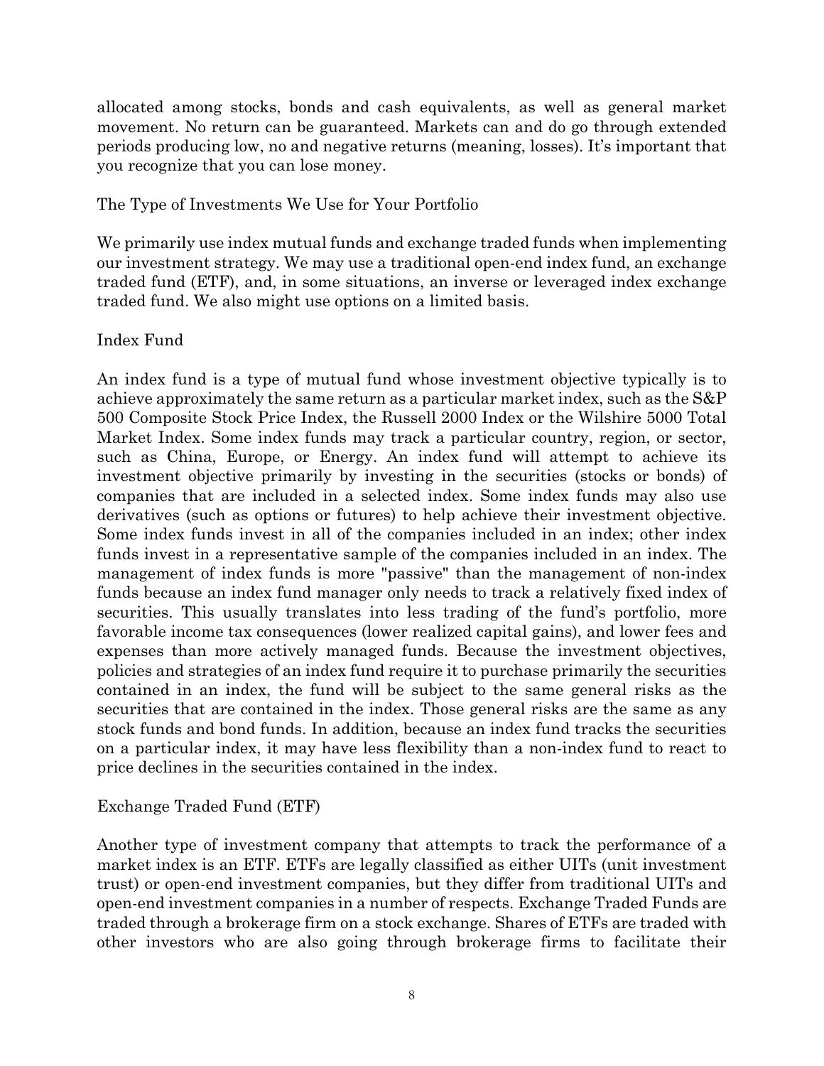allocated among stocks, bonds and cash equivalents, as well as general market movement. No return can be guaranteed. Markets can and do go through extended periods producing low, no and negative returns (meaning, losses). It's important that you recognize that you can lose money.

## The Type of Investments We Use for Your Portfolio

We primarily use index mutual funds and exchange traded funds when implementing our investment strategy. We may use a traditional open-end index fund, an exchange traded fund (ETF), and, in some situations, an inverse or leveraged index exchange traded fund. We also might use options on a limited basis.

### Index Fund

An index fund is a type of mutual fund whose investment objective typically is to achieve approximately the same return as a particular market index, such as the S&P 500 Composite Stock Price Index, the Russell 2000 Index or the Wilshire 5000 Total Market Index. Some index funds may track a particular country, region, or sector, such as China, Europe, or Energy. An index fund will attempt to achieve its investment objective primarily by investing in the securities (stocks or bonds) of companies that are included in a selected index. Some index funds may also use derivatives (such as options or futures) to help achieve their investment objective. Some index funds invest in all of the companies included in an index; other index funds invest in a representative sample of the companies included in an index. The management of index funds is more "passive" than the management of non-index funds because an index fund manager only needs to track a relatively fixed index of securities. This usually translates into less trading of the fund's portfolio, more favorable income tax consequences (lower realized capital gains), and lower fees and expenses than more actively managed funds. Because the investment objectives, policies and strategies of an index fund require it to purchase primarily the securities contained in an index, the fund will be subject to the same general risks as the securities that are contained in the index. Those general risks are the same as any stock funds and bond funds. In addition, because an index fund tracks the securities on a particular index, it may have less flexibility than a non-index fund to react to price declines in the securities contained in the index.

### Exchange Traded Fund (ETF)

Another type of investment company that attempts to track the performance of a market index is an ETF. ETFs are legally classified as either UITs (unit investment trust) or open-end investment companies, but they differ from traditional UITs and open-end investment companies in a number of respects. Exchange Traded Funds are traded through a brokerage firm on a stock exchange. Shares of ETFs are traded with other investors who are also going through brokerage firms to facilitate their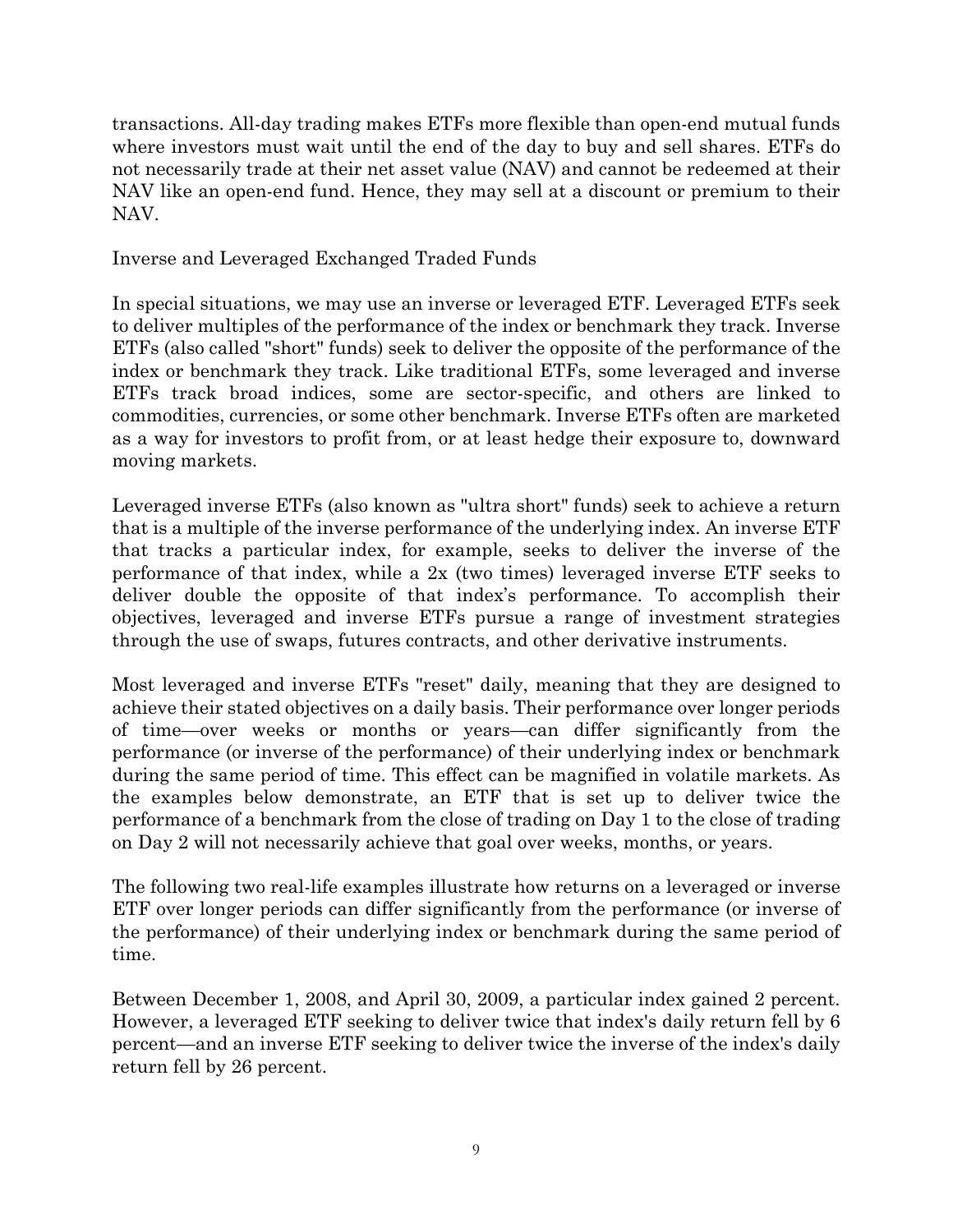transactions. All-day trading makes ETFs more flexible than open-end mutual funds where investors must wait until the end of the day to buy and sell shares. ETFs do not necessarily trade at their net asset value (NAV) and cannot be redeemed at their NAV like an open-end fund. Hence, they may sell at a discount or premium to their NAV.

## Inverse and Leveraged Exchanged Traded Funds

In special situations, we may use an inverse or leveraged ETF. Leveraged ETFs seek to deliver multiples of the performance of the index or benchmark they track. Inverse ETFs (also called "short" funds) seek to deliver the opposite of the performance of the index or benchmark they track. Like traditional ETFs, some leveraged and inverse ETFs track broad indices, some are sector-specific, and others are linked to commodities, currencies, or some other benchmark. Inverse ETFs often are marketed as a way for investors to profit from, or at least hedge their exposure to, downward moving markets.

Leveraged inverse ETFs (also known as "ultra short" funds) seek to achieve a return that is a multiple of the inverse performance of the underlying index. An inverse ETF that tracks a particular index, for example, seeks to deliver the inverse of the performance of that index, while a 2x (two times) leveraged inverse ETF seeks to deliver double the opposite of that index's performance. To accomplish their objectives, leveraged and inverse ETFs pursue a range of investment strategies through the use of swaps, futures contracts, and other derivative instruments.

Most leveraged and inverse ETFs "reset" daily, meaning that they are designed to achieve their stated objectives on a daily basis. Their performance over longer periods of time—over weeks or months or years—can differ significantly from the performance (or inverse of the performance) of their underlying index or benchmark during the same period of time. This effect can be magnified in volatile markets. As the examples below demonstrate, an ETF that is set up to deliver twice the performance of a benchmark from the close of trading on Day 1 to the close of trading on Day 2 will not necessarily achieve that goal over weeks, months, or years.

The following two real-life examples illustrate how returns on a leveraged or inverse ETF over longer periods can differ significantly from the performance (or inverse of the performance) of their underlying index or benchmark during the same period of time.

Between December 1, 2008, and April 30, 2009, a particular index gained 2 percent. However, a leveraged ETF seeking to deliver twice that index's daily return fell by 6 percent—and an inverse ETF seeking to deliver twice the inverse of the index's daily return fell by 26 percent.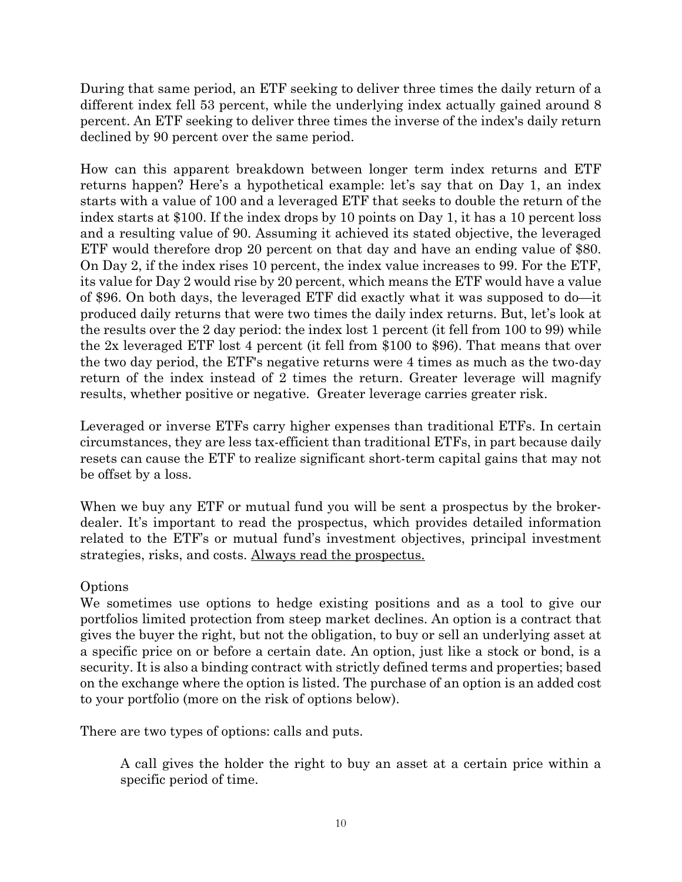During that same period, an ETF seeking to deliver three times the daily return of a different index fell 53 percent, while the underlying index actually gained around 8 percent. An ETF seeking to deliver three times the inverse of the index's daily return declined by 90 percent over the same period.

How can this apparent breakdown between longer term index returns and ETF returns happen? Here's a hypothetical example: let's say that on Day 1, an index starts with a value of 100 and a leveraged ETF that seeks to double the return of the index starts at $100. If the index drops by 10 points on Day 1, it has a 10 percent loss and a resulting value of 90. Assuming it achieved its stated objective, the leveraged ETF would therefore drop 20 percent on that day and have an ending value of $80. On Day 2, if the index rises 10 percent, the index value increases to 99. For the ETF, its value for Day 2 would rise by 20 percent, which means the ETF would have a value of $96. On both days, the leveraged ETF did exactly what it was supposed to do—it produced daily returns that were two times the daily index returns. But, let's look at the results over the 2 day period: the index lost 1 percent (it fell from 100 to 99) while the 2x leveraged ETF lost 4 percent (it fell from $100 to $96). That means that over the two day period, the ETF's negative returns were 4 times as much as the two-day return of the index instead of 2 times the return. Greater leverage will magnify results, whether positive or negative. Greater leverage carries greater risk.

Leveraged or inverse ETFs carry higher expenses than traditional ETFs. In certain circumstances, they are less tax-efficient than traditional ETFs, in part because daily resets can cause the ETF to realize significant short-term capital gains that may not be offset by a loss.

When we buy any ETF or mutual fund you will be sent a prospectus by the broker-dealer. It's important to read the prospectus, which provides detailed information related to the ETF's or mutual fund's investment objectives, principal investment strategies, risks, and costs. <u>Always read the prospectus.</u>

Options

We sometimes use options to hedge existing positions and as a tool to give our portfolios limited protection from steep market declines. An option is a contract that gives the buyer the right, but not the obligation, to buy or sell an underlying asset at a specific price on or before a certain date. An option, just like a stock or bond, is a security. It is also a binding contract with strictly defined terms and properties; based on the exchange where the option is listed. The purchase of an option is an added cost to your portfolio (more on the risk of options below).

There are two types of options: calls and puts.

> A call gives the holder the right to buy an asset at a certain price within a specific period of time.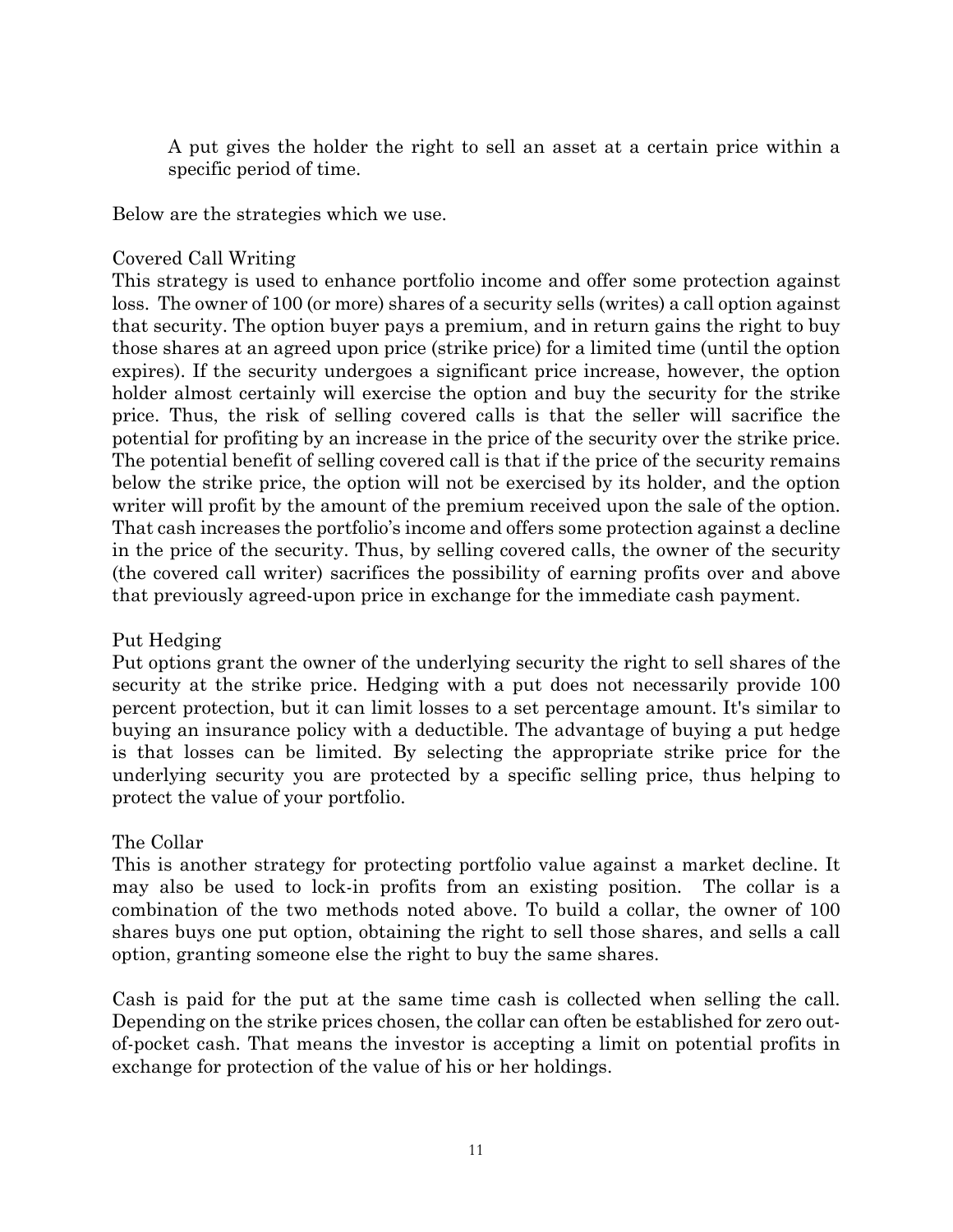> A put gives the holder the right to sell an asset at a certain price within a specific period of time.

Below are the strategies which we use.

### Covered Call Writing

This strategy is used to enhance portfolio income and offer some protection against loss. The owner of 100 (or more) shares of a security sells (writes) a call option against that security. The option buyer pays a premium, and in return gains the right to buy those shares at an agreed upon price (strike price) for a limited time (until the option expires). If the security undergoes a significant price increase, however, the option holder almost certainly will exercise the option and buy the security for the strike price. Thus, the risk of selling covered calls is that the seller will sacrifice the potential for profiting by an increase in the price of the security over the strike price. The potential benefit of selling covered call is that if the price of the security remains below the strike price, the option will not be exercised by its holder, and the option writer will profit by the amount of the premium received upon the sale of the option. That cash increases the portfolio's income and offers some protection against a decline in the price of the security. Thus, by selling covered calls, the owner of the security (the covered call writer) sacrifices the possibility of earning profits over and above that previously agreed-upon price in exchange for the immediate cash payment.

### Put Hedging

Put options grant the owner of the underlying security the right to sell shares of the security at the strike price. Hedging with a put does not necessarily provide 100 percent protection, but it can limit losses to a set percentage amount. It's similar to buying an insurance policy with a deductible. The advantage of buying a put hedge is that losses can be limited. By selecting the appropriate strike price for the underlying security you are protected by a specific selling price, thus helping to protect the value of your portfolio.

### The Collar

This is another strategy for protecting portfolio value against a market decline. It may also be used to lock-in profits from an existing position. The collar is a combination of the two methods noted above. To build a collar, the owner of 100 shares buys one put option, obtaining the right to sell those shares, and sells a call option, granting someone else the right to buy the same shares.

Cash is paid for the put at the same time cash is collected when selling the call. Depending on the strike prices chosen, the collar can often be established for zero out-of-pocket cash. That means the investor is accepting a limit on potential profits in exchange for protection of the value of his or her holdings.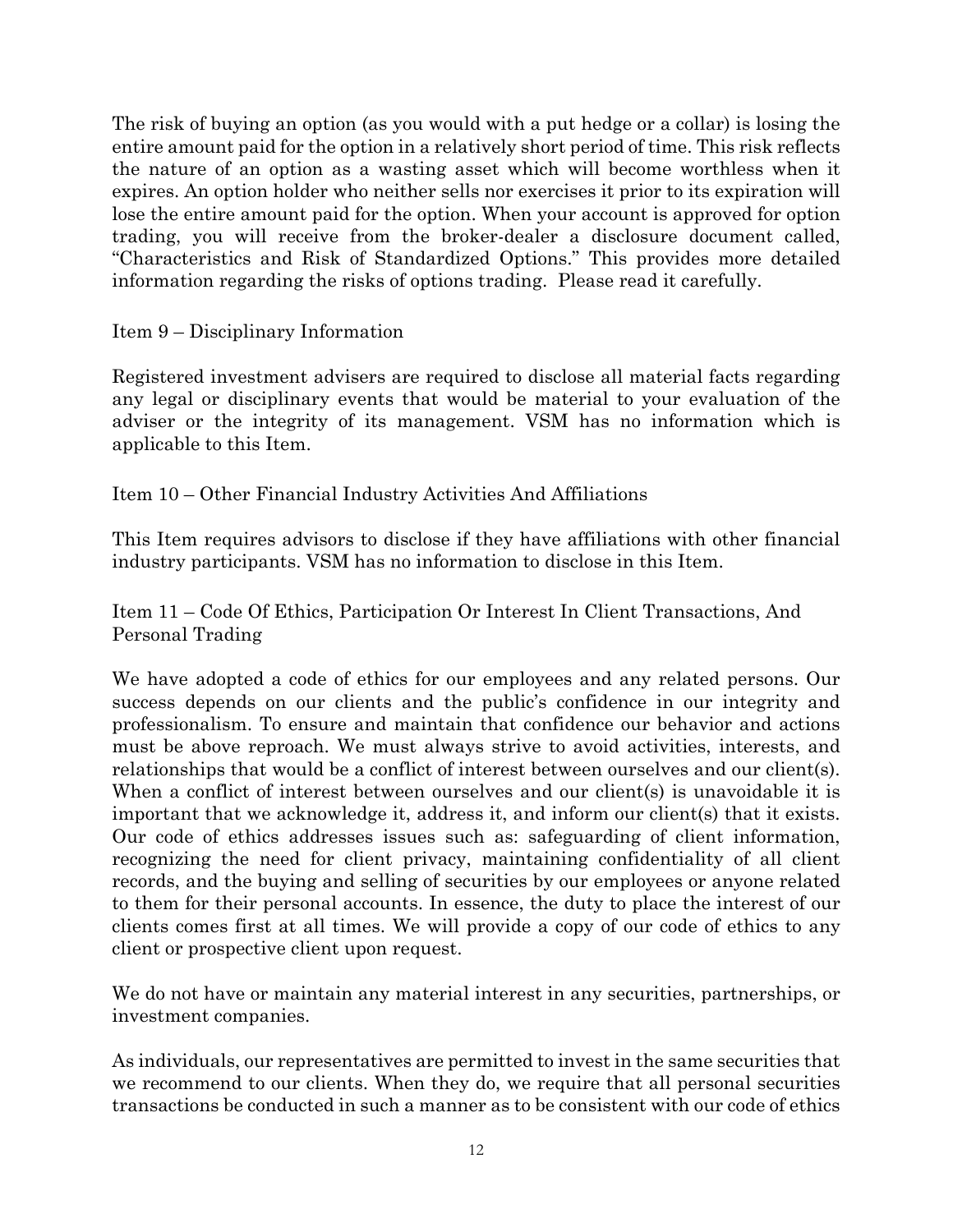The risk of buying an option (as you would with a put hedge or a collar) is losing the entire amount paid for the option in a relatively short period of time. This risk reflects the nature of an option as a wasting asset which will become worthless when it expires. An option holder who neither sells nor exercises it prior to its expiration will lose the entire amount paid for the option. When your account is approved for option trading, you will receive from the broker-dealer a disclosure document called, "Characteristics and Risk of Standardized Options." This provides more detailed information regarding the risks of options trading. Please read it carefully.

## Item 9 – Disciplinary Information

Registered investment advisers are required to disclose all material facts regarding any legal or disciplinary events that would be material to your evaluation of the adviser or the integrity of its management. VSM has no information which is applicable to this Item.

## Item 10 – Other Financial Industry Activities And Affiliations

This Item requires advisors to disclose if they have affiliations with other financial industry participants. VSM has no information to disclose in this Item.

## Item 11 – Code Of Ethics, Participation Or Interest In Client Transactions, And Personal Trading

We have adopted a code of ethics for our employees and any related persons. Our success depends on our clients and the public's confidence in our integrity and professionalism. To ensure and maintain that confidence our behavior and actions must be above reproach. We must always strive to avoid activities, interests, and relationships that would be a conflict of interest between ourselves and our client(s). When a conflict of interest between ourselves and our client(s) is unavoidable it is important that we acknowledge it, address it, and inform our client(s) that it exists. Our code of ethics addresses issues such as: safeguarding of client information, recognizing the need for client privacy, maintaining confidentiality of all client records, and the buying and selling of securities by our employees or anyone related to them for their personal accounts. In essence, the duty to place the interest of our clients comes first at all times. We will provide a copy of our code of ethics to any client or prospective client upon request.

We do not have or maintain any material interest in any securities, partnerships, or investment companies.

As individuals, our representatives are permitted to invest in the same securities that we recommend to our clients. When they do, we require that all personal securities transactions be conducted in such a manner as to be consistent with our code of ethics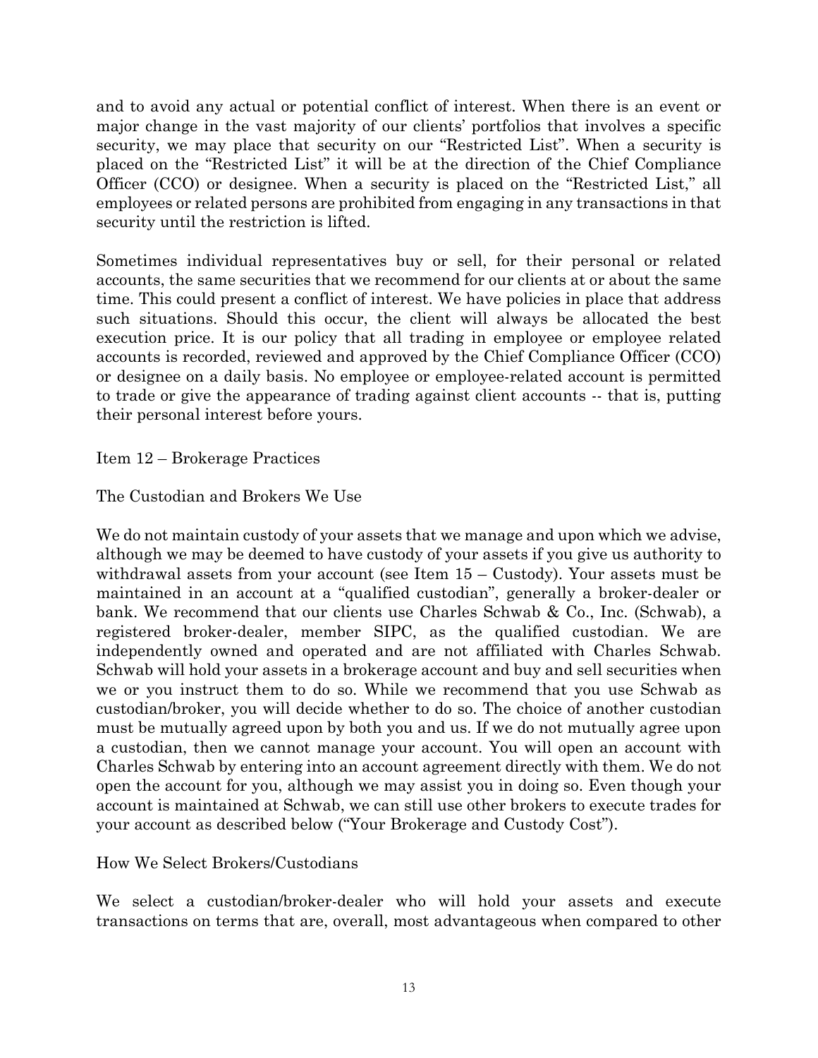and to avoid any actual or potential conflict of interest. When there is an event or major change in the vast majority of our clients' portfolios that involves a specific security, we may place that security on our "Restricted List". When a security is placed on the "Restricted List" it will be at the direction of the Chief Compliance Officer (CCO) or designee. When a security is placed on the "Restricted List," all employees or related persons are prohibited from engaging in any transactions in that security until the restriction is lifted.

Sometimes individual representatives buy or sell, for their personal or related accounts, the same securities that we recommend for our clients at or about the same time. This could present a conflict of interest. We have policies in place that address such situations. Should this occur, the client will always be allocated the best execution price. It is our policy that all trading in employee or employee related accounts is recorded, reviewed and approved by the Chief Compliance Officer (CCO) or designee on a daily basis. No employee or employee-related account is permitted to trade or give the appearance of trading against client accounts -- that is, putting their personal interest before yours.

## Item 12 – Brokerage Practices

### The Custodian and Brokers We Use

We do not maintain custody of your assets that we manage and upon which we advise, although we may be deemed to have custody of your assets if you give us authority to withdrawal assets from your account (see Item 15 – Custody). Your assets must be maintained in an account at a "qualified custodian", generally a broker-dealer or bank. We recommend that our clients use Charles Schwab & Co., Inc. (Schwab), a registered broker-dealer, member SIPC, as the qualified custodian. We are independently owned and operated and are not affiliated with Charles Schwab. Schwab will hold your assets in a brokerage account and buy and sell securities when we or you instruct them to do so. While we recommend that you use Schwab as custodian/broker, you will decide whether to do so. The choice of another custodian must be mutually agreed upon by both you and us. If we do not mutually agree upon a custodian, then we cannot manage your account. You will open an account with Charles Schwab by entering into an account agreement directly with them. We do not open the account for you, although we may assist you in doing so. Even though your account is maintained at Schwab, we can still use other brokers to execute trades for your account as described below ("Your Brokerage and Custody Cost").

### How We Select Brokers/Custodians

We select a custodian/broker-dealer who will hold your assets and execute transactions on terms that are, overall, most advantageous when compared to other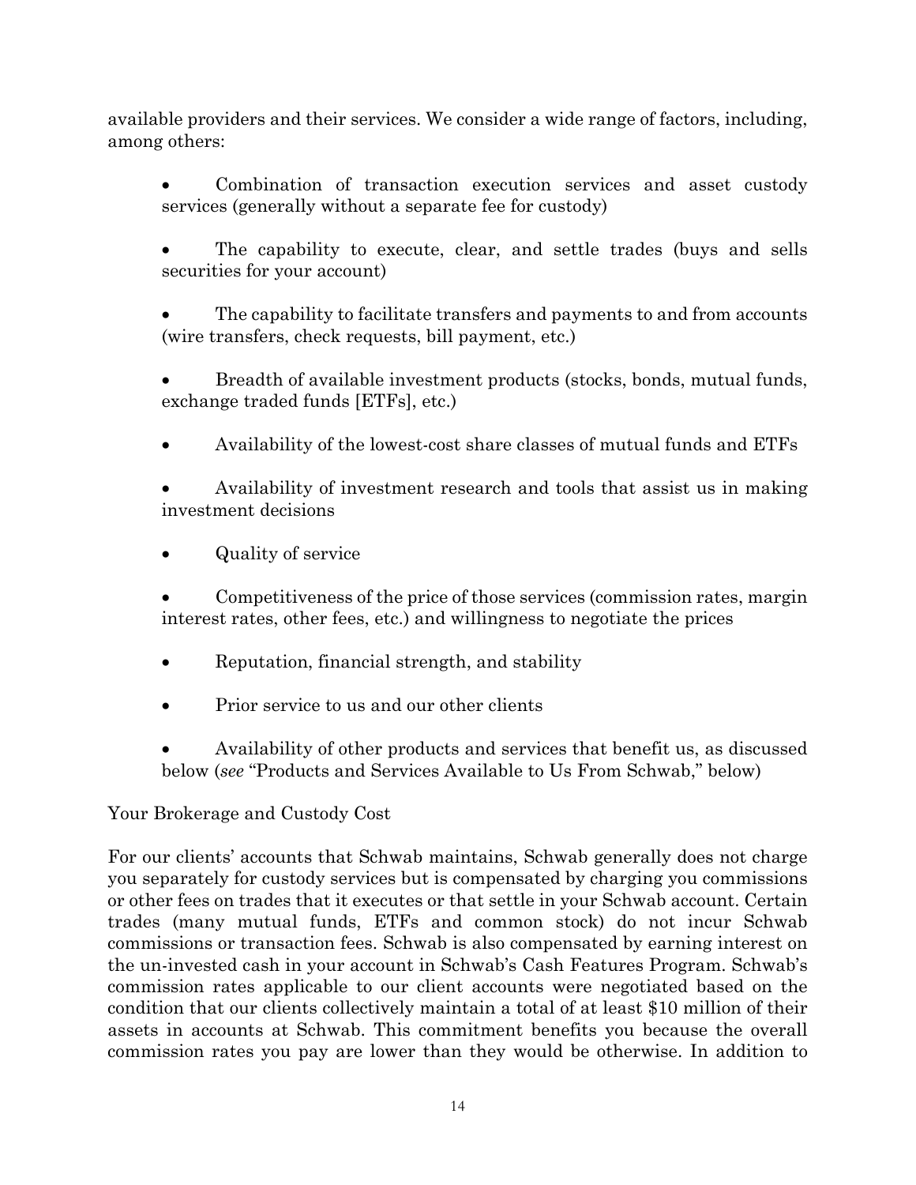available providers and their services. We consider a wide range of factors, including, among others:

- Combination of transaction execution services and asset custody services (generally without a separate fee for custody)
- The capability to execute, clear, and settle trades (buys and sells securities for your account)
- The capability to facilitate transfers and payments to and from accounts (wire transfers, check requests, bill payment, etc.)
- Breadth of available investment products (stocks, bonds, mutual funds, exchange traded funds [ETFs], etc.)
- Availability of the lowest-cost share classes of mutual funds and ETFs
- Availability of investment research and tools that assist us in making investment decisions
- Quality of service
- Competitiveness of the price of those services (commission rates, margin interest rates, other fees, etc.) and willingness to negotiate the prices
- Reputation, financial strength, and stability
- Prior service to us and our other clients
- Availability of other products and services that benefit us, as discussed below (*see* "Products and Services Available to Us From Schwab," below)

Your Brokerage and Custody Cost

For our clients' accounts that Schwab maintains, Schwab generally does not charge you separately for custody services but is compensated by charging you commissions or other fees on trades that it executes or that settle in your Schwab account. Certain trades (many mutual funds, ETFs and common stock) do not incur Schwab commissions or transaction fees. Schwab is also compensated by earning interest on the un-invested cash in your account in Schwab's Cash Features Program. Schwab's commission rates applicable to our client accounts were negotiated based on the condition that our clients collectively maintain a total of at least $10 million of their assets in accounts at Schwab. This commitment benefits you because the overall commission rates you pay are lower than they would be otherwise. In addition to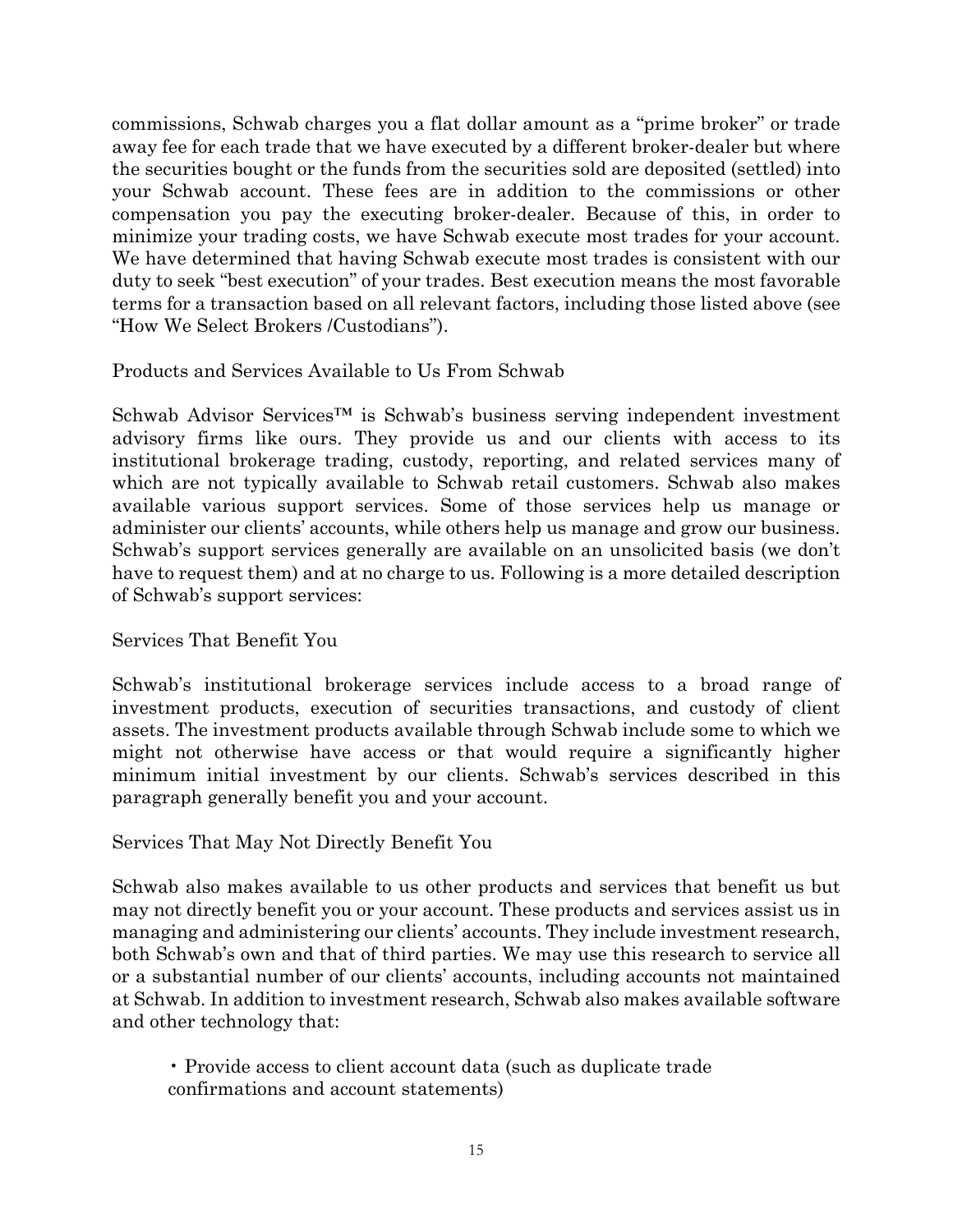commissions, Schwab charges you a flat dollar amount as a "prime broker" or trade away fee for each trade that we have executed by a different broker-dealer but where the securities bought or the funds from the securities sold are deposited (settled) into your Schwab account. These fees are in addition to the commissions or other compensation you pay the executing broker-dealer. Because of this, in order to minimize your trading costs, we have Schwab execute most trades for your account. We have determined that having Schwab execute most trades is consistent with our duty to seek "best execution" of your trades. Best execution means the most favorable terms for a transaction based on all relevant factors, including those listed above (see "How We Select Brokers /Custodians").

Products and Services Available to Us From Schwab

Schwab Advisor Services™ is Schwab's business serving independent investment advisory firms like ours. They provide us and our clients with access to its institutional brokerage trading, custody, reporting, and related services many of which are not typically available to Schwab retail customers. Schwab also makes available various support services. Some of those services help us manage or administer our clients' accounts, while others help us manage and grow our business. Schwab's support services generally are available on an unsolicited basis (we don't have to request them) and at no charge to us. Following is a more detailed description of Schwab's support services:

Services That Benefit You

Schwab's institutional brokerage services include access to a broad range of investment products, execution of securities transactions, and custody of client assets. The investment products available through Schwab include some to which we might not otherwise have access or that would require a significantly higher minimum initial investment by our clients. Schwab's services described in this paragraph generally benefit you and your account.

Services That May Not Directly Benefit You

Schwab also makes available to us other products and services that benefit us but may not directly benefit you or your account. These products and services assist us in managing and administering our clients' accounts. They include investment research, both Schwab's own and that of third parties. We may use this research to service all or a substantial number of our clients' accounts, including accounts not maintained at Schwab. In addition to investment research, Schwab also makes available software and other technology that:

- Provide access to client account data (such as duplicate trade confirmations and account statements)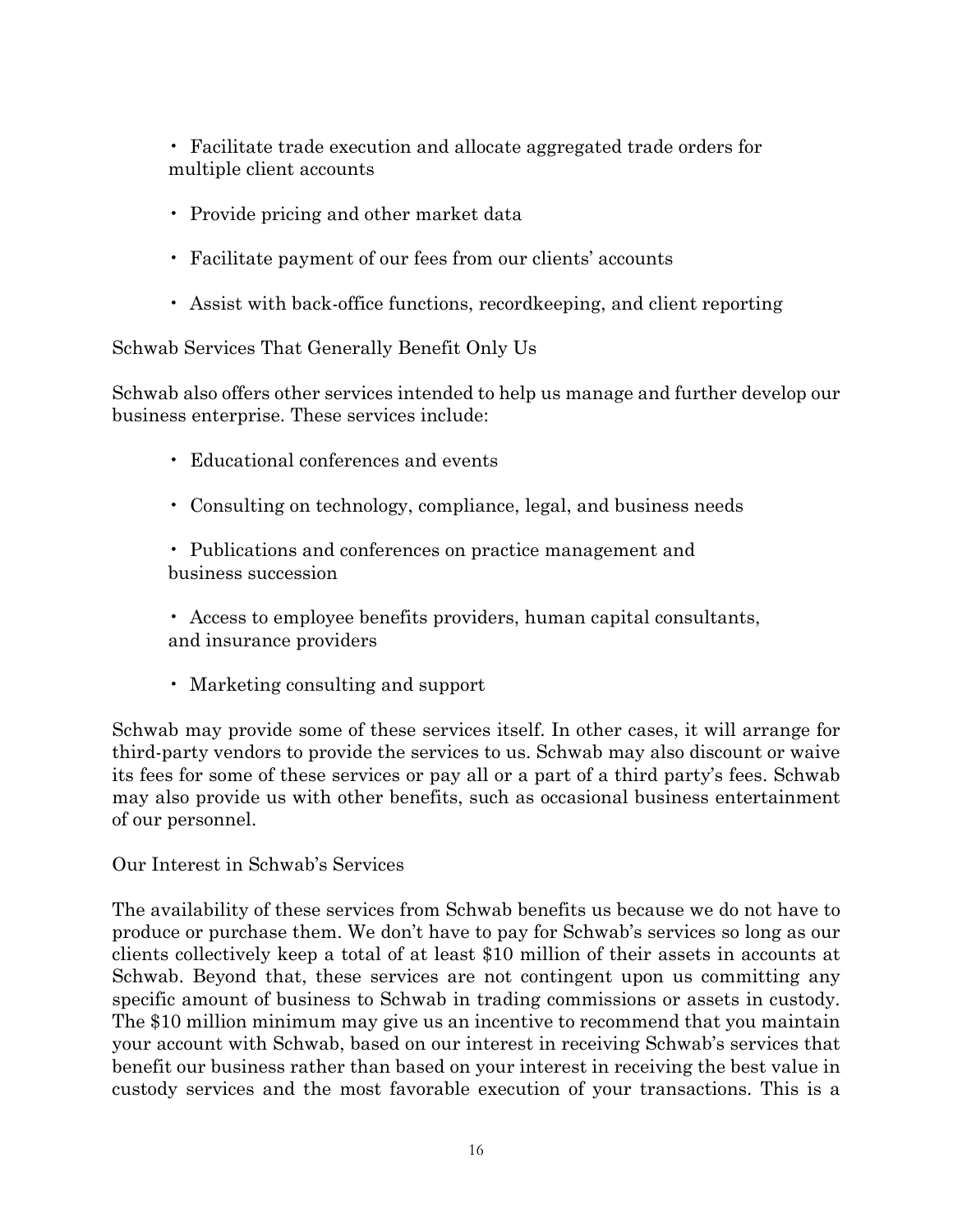- Facilitate trade execution and allocate aggregated trade orders for multiple client accounts
- Provide pricing and other market data
- Facilitate payment of our fees from our clients' accounts
- Assist with back-office functions, recordkeeping, and client reporting

Schwab Services That Generally Benefit Only Us

Schwab also offers other services intended to help us manage and further develop our business enterprise. These services include:

- Educational conferences and events
- Consulting on technology, compliance, legal, and business needs
- Publications and conferences on practice management and business succession
- Access to employee benefits providers, human capital consultants, and insurance providers
- Marketing consulting and support

Schwab may provide some of these services itself. In other cases, it will arrange for third-party vendors to provide the services to us. Schwab may also discount or waive its fees for some of these services or pay all or a part of a third party's fees. Schwab may also provide us with other benefits, such as occasional business entertainment of our personnel.

Our Interest in Schwab's Services

The availability of these services from Schwab benefits us because we do not have to produce or purchase them. We don't have to pay for Schwab's services so long as our clients collectively keep a total of at least $10 million of their assets in accounts at Schwab. Beyond that, these services are not contingent upon us committing any specific amount of business to Schwab in trading commissions or assets in custody. The $10 million minimum may give us an incentive to recommend that you maintain your account with Schwab, based on our interest in receiving Schwab's services that benefit our business rather than based on your interest in receiving the best value in custody services and the most favorable execution of your transactions. This is a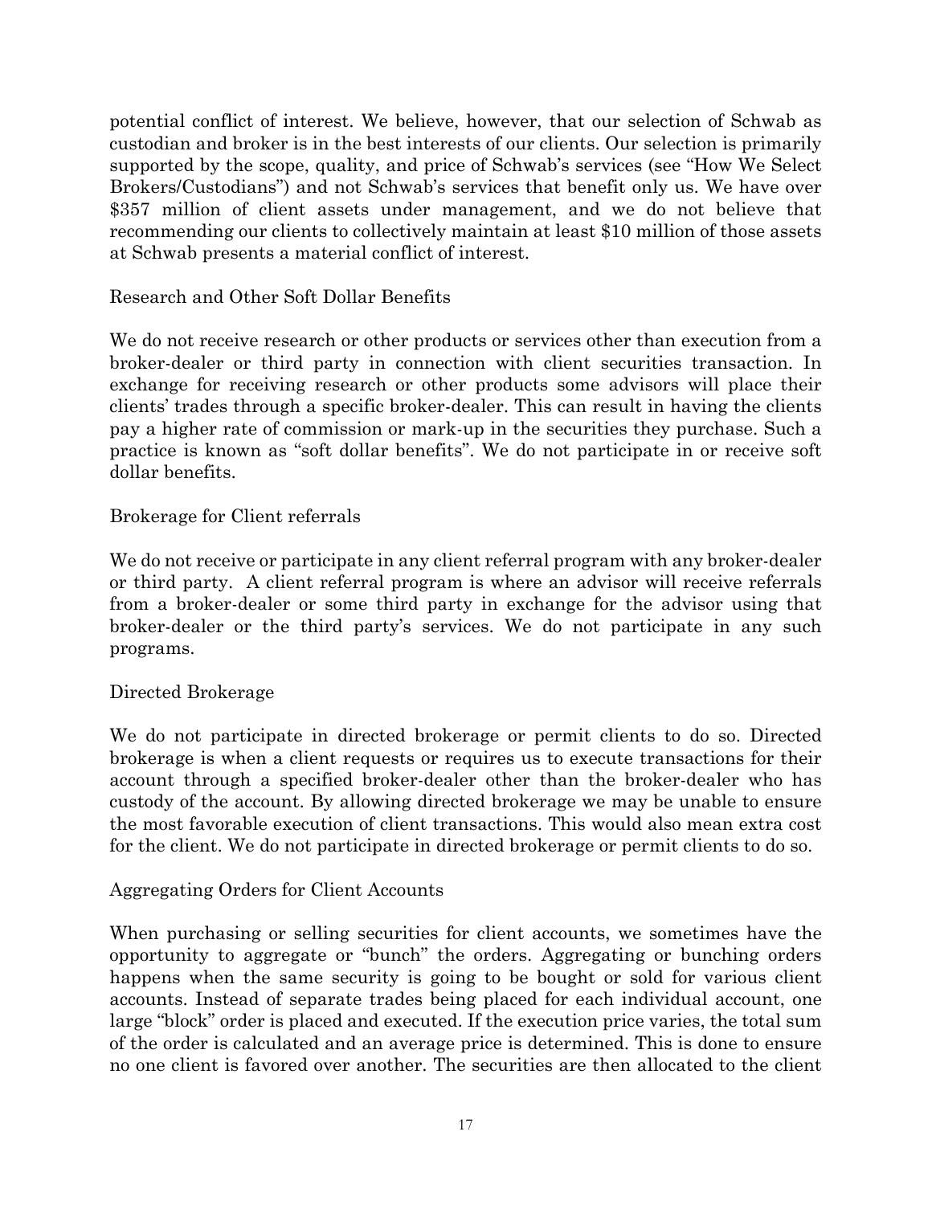potential conflict of interest. We believe, however, that our selection of Schwab as custodian and broker is in the best interests of our clients. Our selection is primarily supported by the scope, quality, and price of Schwab's services (see "How We Select Brokers/Custodians") and not Schwab's services that benefit only us. We have over $357 million of client assets under management, and we do not believe that recommending our clients to collectively maintain at least $10 million of those assets at Schwab presents a material conflict of interest.

Research and Other Soft Dollar Benefits

We do not receive research or other products or services other than execution from a broker-dealer or third party in connection with client securities transaction. In exchange for receiving research or other products some advisors will place their clients' trades through a specific broker-dealer. This can result in having the clients pay a higher rate of commission or mark-up in the securities they purchase. Such a practice is known as "soft dollar benefits". We do not participate in or receive soft dollar benefits.

Brokerage for Client referrals

We do not receive or participate in any client referral program with any broker-dealer or third party. A client referral program is where an advisor will receive referrals from a broker-dealer or some third party in exchange for the advisor using that broker-dealer or the third party's services. We do not participate in any such programs.

Directed Brokerage

We do not participate in directed brokerage or permit clients to do so. Directed brokerage is when a client requests or requires us to execute transactions for their account through a specified broker-dealer other than the broker-dealer who has custody of the account. By allowing directed brokerage we may be unable to ensure the most favorable execution of client transactions. This would also mean extra cost for the client. We do not participate in directed brokerage or permit clients to do so.

Aggregating Orders for Client Accounts

When purchasing or selling securities for client accounts, we sometimes have the opportunity to aggregate or "bunch" the orders. Aggregating or bunching orders happens when the same security is going to be bought or sold for various client accounts. Instead of separate trades being placed for each individual account, one large "block" order is placed and executed. If the execution price varies, the total sum of the order is calculated and an average price is determined. This is done to ensure no one client is favored over another. The securities are then allocated to the client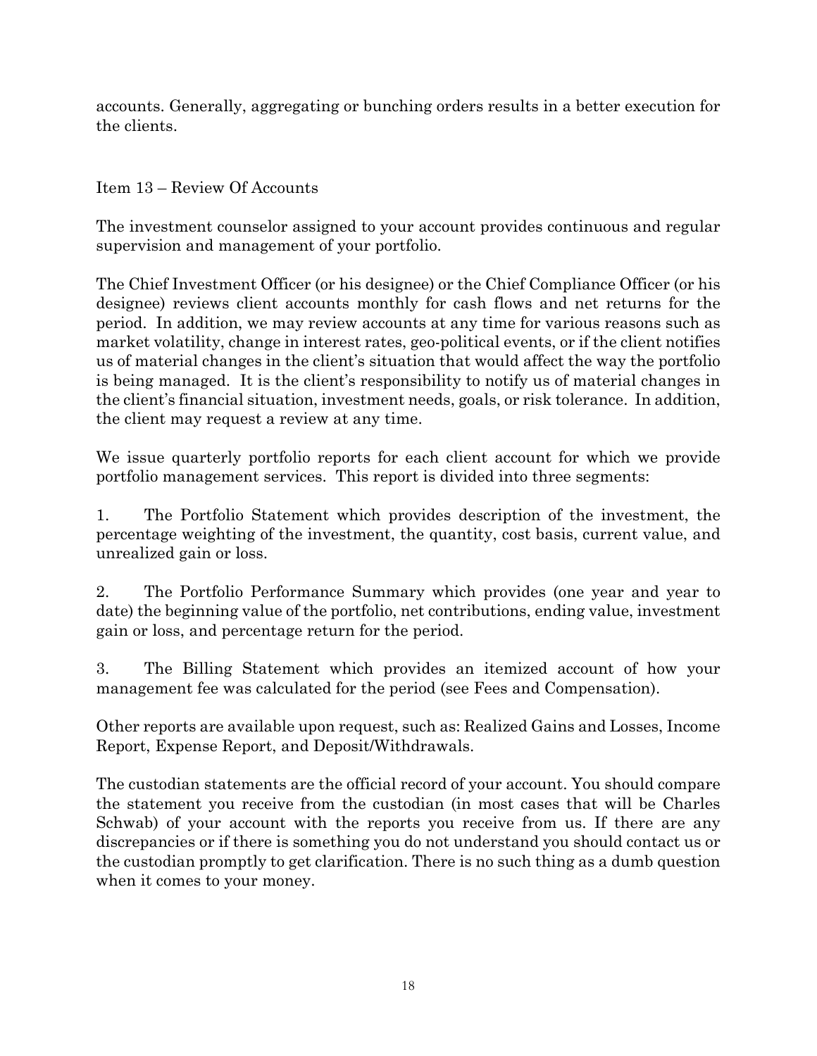accounts. Generally, aggregating or bunching orders results in a better execution for the clients.

## Item 13 – Review Of Accounts

The investment counselor assigned to your account provides continuous and regular supervision and management of your portfolio.

The Chief Investment Officer (or his designee) or the Chief Compliance Officer (or his designee) reviews client accounts monthly for cash flows and net returns for the period. In addition, we may review accounts at any time for various reasons such as market volatility, change in interest rates, geo-political events, or if the client notifies us of material changes in the client's situation that would affect the way the portfolio is being managed. It is the client's responsibility to notify us of material changes in the client's financial situation, investment needs, goals, or risk tolerance. In addition, the client may request a review at any time.

We issue quarterly portfolio reports for each client account for which we provide portfolio management services. This report is divided into three segments:

1. The Portfolio Statement which provides description of the investment, the percentage weighting of the investment, the quantity, cost basis, current value, and unrealized gain or loss.

2. The Portfolio Performance Summary which provides (one year and year to date) the beginning value of the portfolio, net contributions, ending value, investment gain or loss, and percentage return for the period.

3. The Billing Statement which provides an itemized account of how your management fee was calculated for the period (see Fees and Compensation).

Other reports are available upon request, such as: Realized Gains and Losses, Income Report, Expense Report, and Deposit/Withdrawals.

The custodian statements are the official record of your account. You should compare the statement you receive from the custodian (in most cases that will be Charles Schwab) of your account with the reports you receive from us. If there are any discrepancies or if there is something you do not understand you should contact us or the custodian promptly to get clarification. There is no such thing as a dumb question when it comes to your money.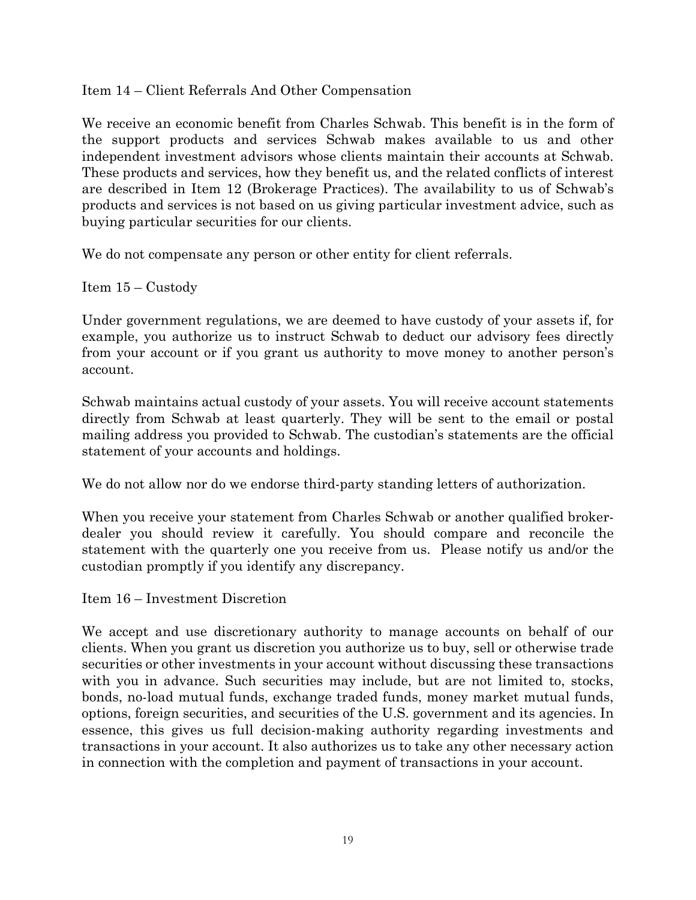## Item 14 – Client Referrals And Other Compensation

We receive an economic benefit from Charles Schwab. This benefit is in the form of the support products and services Schwab makes available to us and other independent investment advisors whose clients maintain their accounts at Schwab. These products and services, how they benefit us, and the related conflicts of interest are described in Item 12 (Brokerage Practices). The availability to us of Schwab's products and services is not based on us giving particular investment advice, such as buying particular securities for our clients.

We do not compensate any person or other entity for client referrals.

## Item 15 – Custody

Under government regulations, we are deemed to have custody of your assets if, for example, you authorize us to instruct Schwab to deduct our advisory fees directly from your account or if you grant us authority to move money to another person's account.

Schwab maintains actual custody of your assets. You will receive account statements directly from Schwab at least quarterly. They will be sent to the email or postal mailing address you provided to Schwab. The custodian's statements are the official statement of your accounts and holdings.

We do not allow nor do we endorse third-party standing letters of authorization.

When you receive your statement from Charles Schwab or another qualified broker-dealer you should review it carefully. You should compare and reconcile the statement with the quarterly one you receive from us. Please notify us and/or the custodian promptly if you identify any discrepancy.

## Item 16 – Investment Discretion

We accept and use discretionary authority to manage accounts on behalf of our clients. When you grant us discretion you authorize us to buy, sell or otherwise trade securities or other investments in your account without discussing these transactions with you in advance. Such securities may include, but are not limited to, stocks, bonds, no-load mutual funds, exchange traded funds, money market mutual funds, options, foreign securities, and securities of the U.S. government and its agencies. In essence, this gives us full decision-making authority regarding investments and transactions in your account. It also authorizes us to take any other necessary action in connection with the completion and payment of transactions in your account.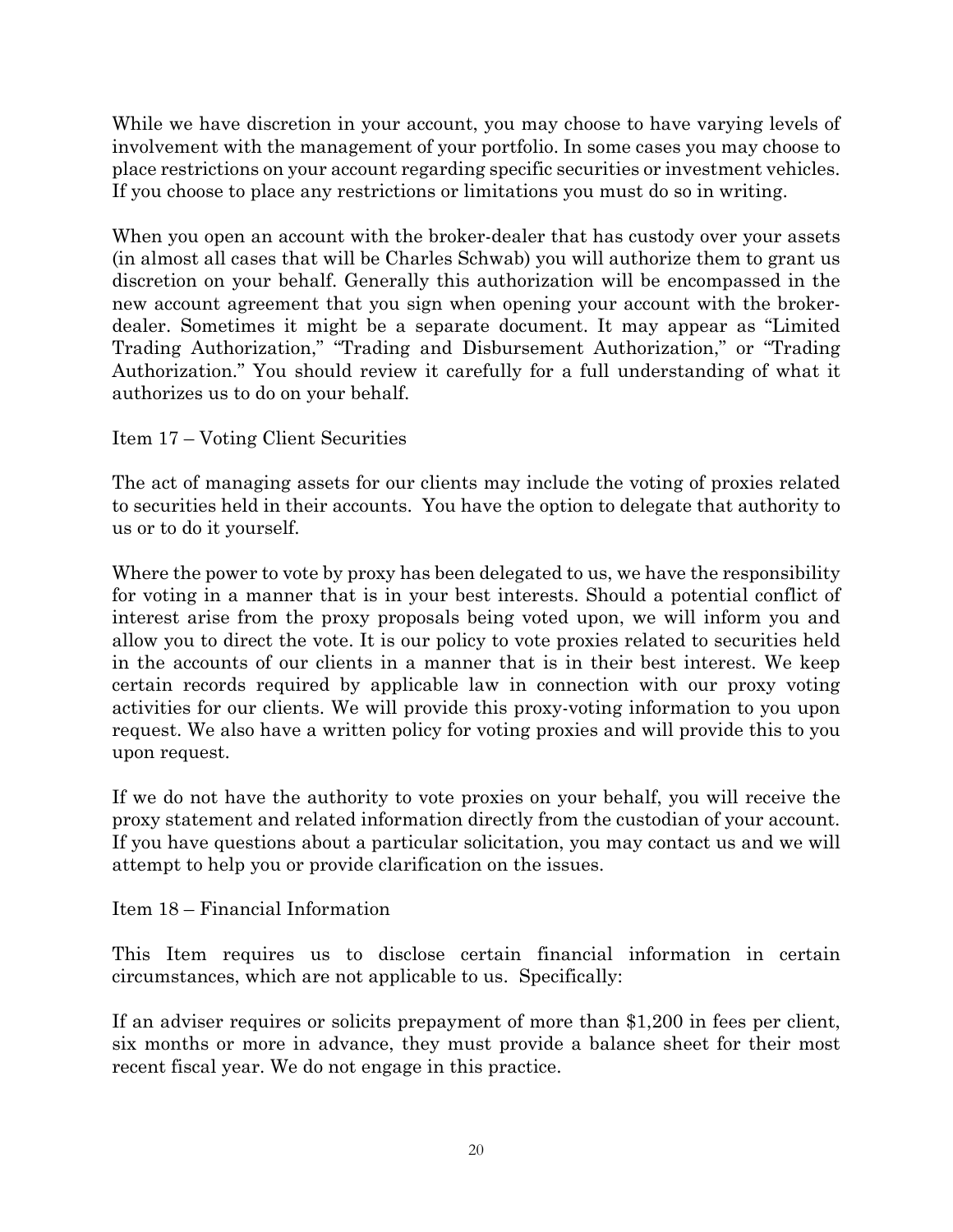While we have discretion in your account, you may choose to have varying levels of involvement with the management of your portfolio. In some cases you may choose to place restrictions on your account regarding specific securities or investment vehicles. If you choose to place any restrictions or limitations you must do so in writing.

When you open an account with the broker-dealer that has custody over your assets (in almost all cases that will be Charles Schwab) you will authorize them to grant us discretion on your behalf. Generally this authorization will be encompassed in the new account agreement that you sign when opening your account with the broker-dealer. Sometimes it might be a separate document. It may appear as "Limited Trading Authorization," "Trading and Disbursement Authorization," or "Trading Authorization." You should review it carefully for a full understanding of what it authorizes us to do on your behalf.

## Item 17 – Voting Client Securities

The act of managing assets for our clients may include the voting of proxies related to securities held in their accounts. You have the option to delegate that authority to us or to do it yourself.

Where the power to vote by proxy has been delegated to us, we have the responsibility for voting in a manner that is in your best interests. Should a potential conflict of interest arise from the proxy proposals being voted upon, we will inform you and allow you to direct the vote. It is our policy to vote proxies related to securities held in the accounts of our clients in a manner that is in their best interest. We keep certain records required by applicable law in connection with our proxy voting activities for our clients. We will provide this proxy-voting information to you upon request. We also have a written policy for voting proxies and will provide this to you upon request.

If we do not have the authority to vote proxies on your behalf, you will receive the proxy statement and related information directly from the custodian of your account. If you have questions about a particular solicitation, you may contact us and we will attempt to help you or provide clarification on the issues.

## Item 18 – Financial Information

This Item requires us to disclose certain financial information in certain circumstances, which are not applicable to us. Specifically:

If an adviser requires or solicits prepayment of more than $1,200 in fees per client, six months or more in advance, they must provide a balance sheet for their most recent fiscal year. We do not engage in this practice.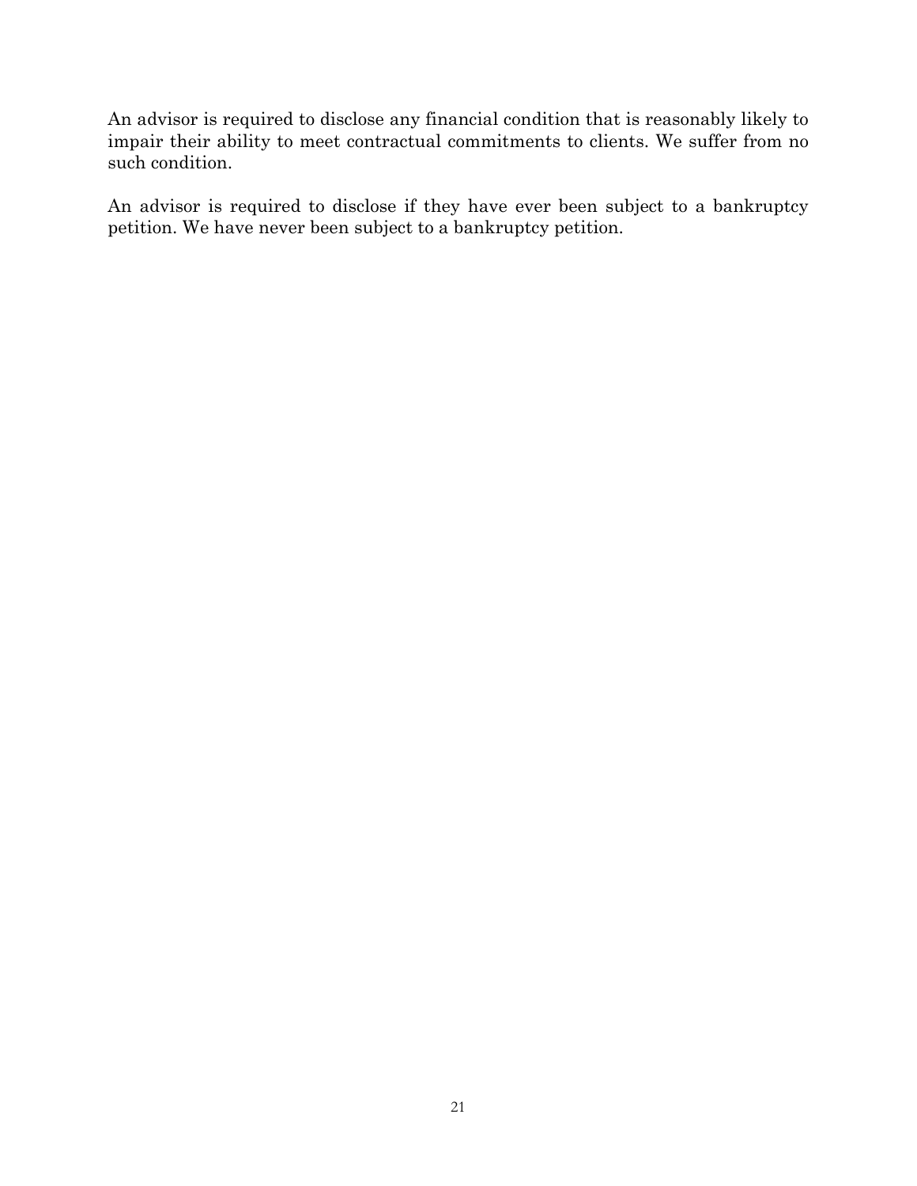An advisor is required to disclose any financial condition that is reasonably likely to impair their ability to meet contractual commitments to clients. We suffer from no such condition.

An advisor is required to disclose if they have ever been subject to a bankruptcy petition. We have never been subject to a bankruptcy petition.